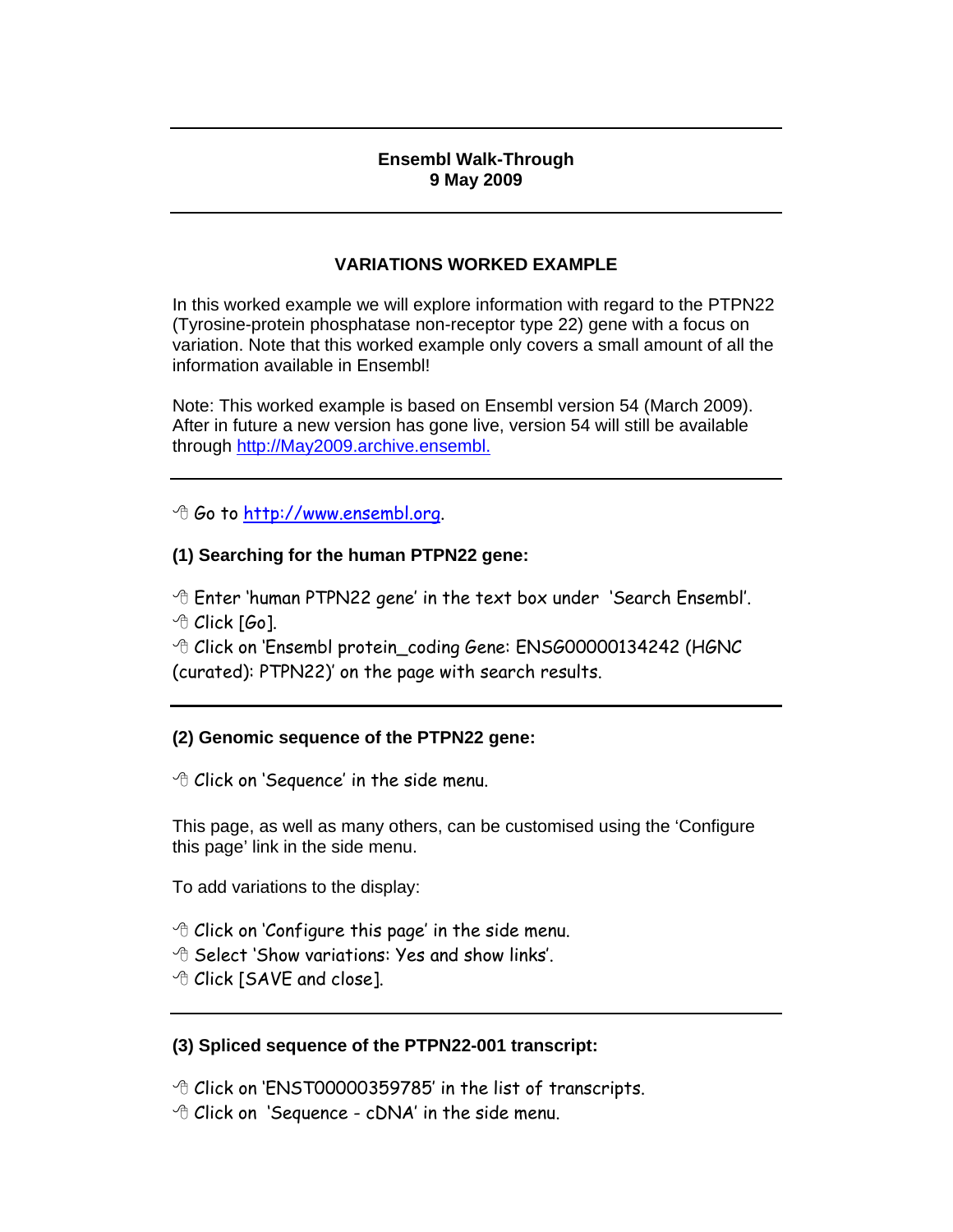**Ensembl Walk-Through**
**9 May 2009**

---

## VARIATIONS WORKED EXAMPLE

In this worked example we will explore information with regard to the PTPN22 (Tyrosine-protein phosphatase non-receptor type 22) gene with a focus on variation. Note that this worked example only covers a small amount of all the information available in Ensembl!

Note: This worked example is based on Ensembl version 54 (March 2009). After in future a new version has gone live, version 54 will still be available through http://May2009.archive.ensembl.

---

🖰 Go to http://www.ensembl.org.

### (1) Searching for the human PTPN22 gene:

🖰 Enter 'human PTPN22 gene' in the text box under 'Search Ensembl'.
🖰 Click [Go].
🖰 Click on 'Ensembl protein_coding Gene: ENSG00000134242 (HGNC (curated): PTPN22)' on the page with search results.

---

### (2) Genomic sequence of the PTPN22 gene:

🖰 Click on 'Sequence' in the side menu.

This page, as well as many others, can be customised using the 'Configure this page' link in the side menu.

To add variations to the display:

🖰 Click on 'Configure this page' in the side menu.
🖰 Select 'Show variations: Yes and show links'.
🖰 Click [SAVE and close].

---

### (3) Spliced sequence of the PTPN22-001 transcript:

🖰 Click on 'ENST00000359785' in the list of transcripts.
🖰 Click on 'Sequence - cDNA' in the side menu.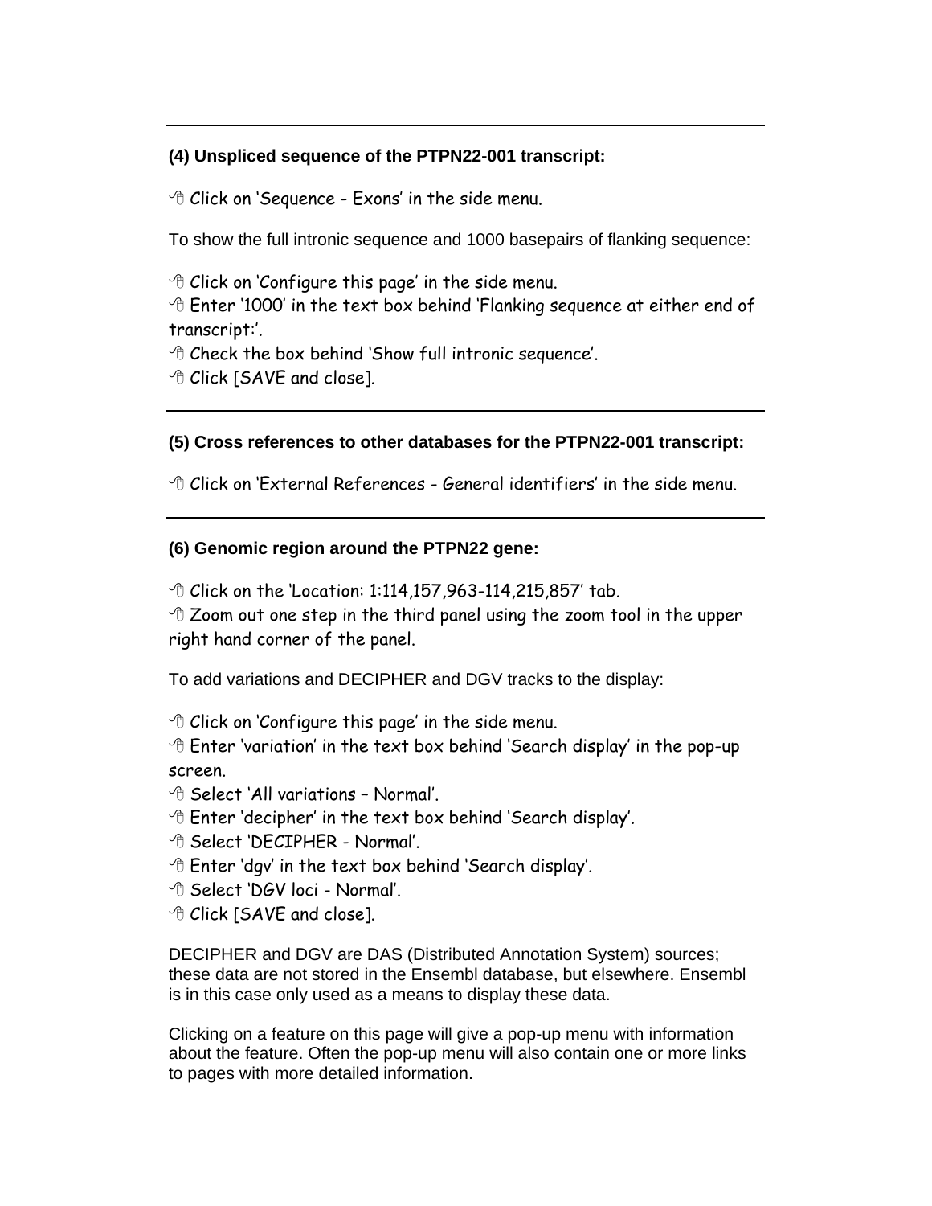---

**(4) Unspliced sequence of the PTPN22-001 transcript:**

🖰 Click on 'Sequence - Exons' in the side menu.

To show the full intronic sequence and 1000 basepairs of flanking sequence:

🖰 Click on 'Configure this page' in the side menu.
🖰 Enter '1000' in the text box behind 'Flanking sequence at either end of transcript:'.
🖰 Check the box behind 'Show full intronic sequence'.
🖰 Click [SAVE and close].

---

**(5) Cross references to other databases for the PTPN22-001 transcript:**

🖰 Click on 'External References - General identifiers' in the side menu.

---

**(6) Genomic region around the PTPN22 gene:**

🖰 Click on the 'Location: 1:114,157,963-114,215,857' tab.
🖰 Zoom out one step in the third panel using the zoom tool in the upper right hand corner of the panel.

To add variations and DECIPHER and DGV tracks to the display:

🖰 Click on 'Configure this page' in the side menu.
🖰 Enter 'variation' in the text box behind 'Search display' in the pop-up screen.
🖰 Select 'All variations – Normal'.
🖰 Enter 'decipher' in the text box behind 'Search display'.
🖰 Select 'DECIPHER - Normal'.
🖰 Enter 'dgv' in the text box behind 'Search display'.
🖰 Select 'DGV loci - Normal'.
🖰 Click [SAVE and close].

DECIPHER and DGV are DAS (Distributed Annotation System) sources; these data are not stored in the Ensembl database, but elsewhere. Ensembl is in this case only used as a means to display these data.

Clicking on a feature on this page will give a pop-up menu with information about the feature. Often the pop-up menu will also contain one or more links to pages with more detailed information.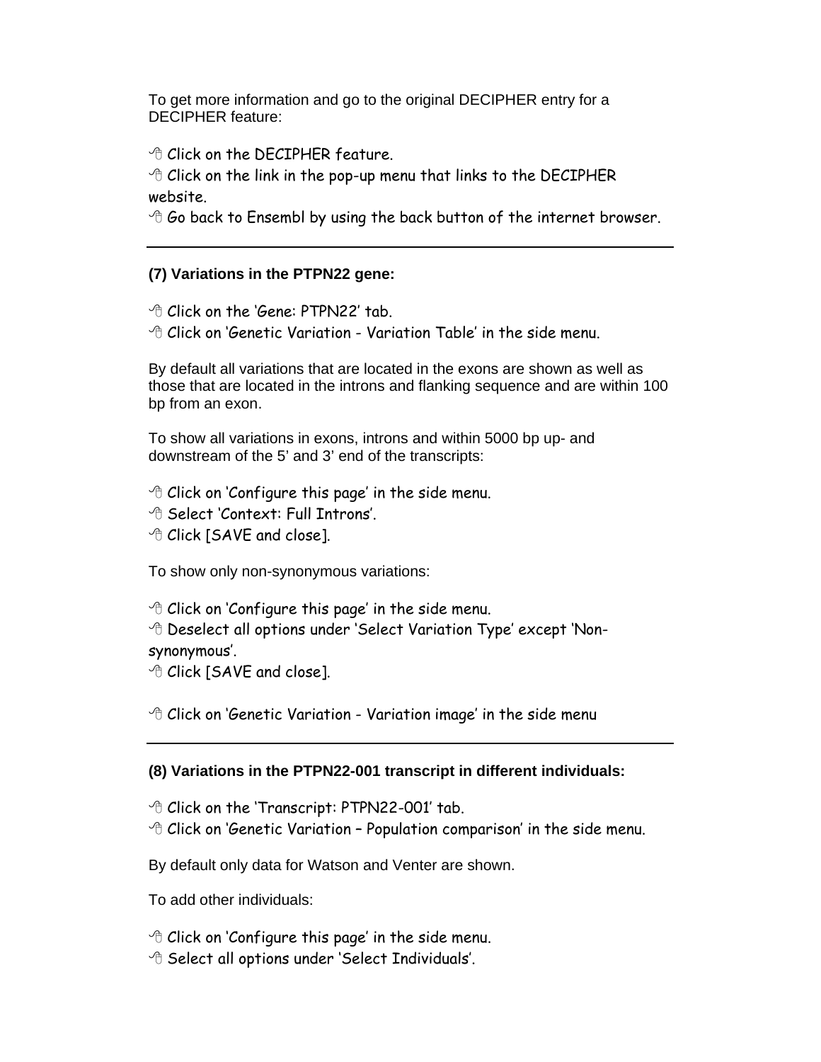To get more information and go to the original DECIPHER entry for a DECIPHER feature:

- Click on the DECIPHER feature.
- Click on the link in the pop-up menu that links to the DECIPHER website.
- Go back to Ensembl by using the back button of the internet browser.

---

**(7) Variations in the PTPN22 gene:**

- Click on the 'Gene: PTPN22' tab.
- Click on 'Genetic Variation - Variation Table' in the side menu.

By default all variations that are located in the exons are shown as well as those that are located in the introns and flanking sequence and are within 100 bp from an exon.

To show all variations in exons, introns and within 5000 bp up- and downstream of the 5' and 3' end of the transcripts:

- Click on 'Configure this page' in the side menu.
- Select 'Context: Full Introns'.
- Click [SAVE and close].

To show only non-synonymous variations:

- Click on 'Configure this page' in the side menu.
- Deselect all options under 'Select Variation Type' except 'Non-synonymous'.
- Click [SAVE and close].

- Click on 'Genetic Variation - Variation image' in the side menu

---

**(8) Variations in the PTPN22-001 transcript in different individuals:**

- Click on the 'Transcript: PTPN22-001' tab.
- Click on 'Genetic Variation – Population comparison' in the side menu.

By default only data for Watson and Venter are shown.

To add other individuals:

- Click on 'Configure this page' in the side menu.
- Select all options under 'Select Individuals'.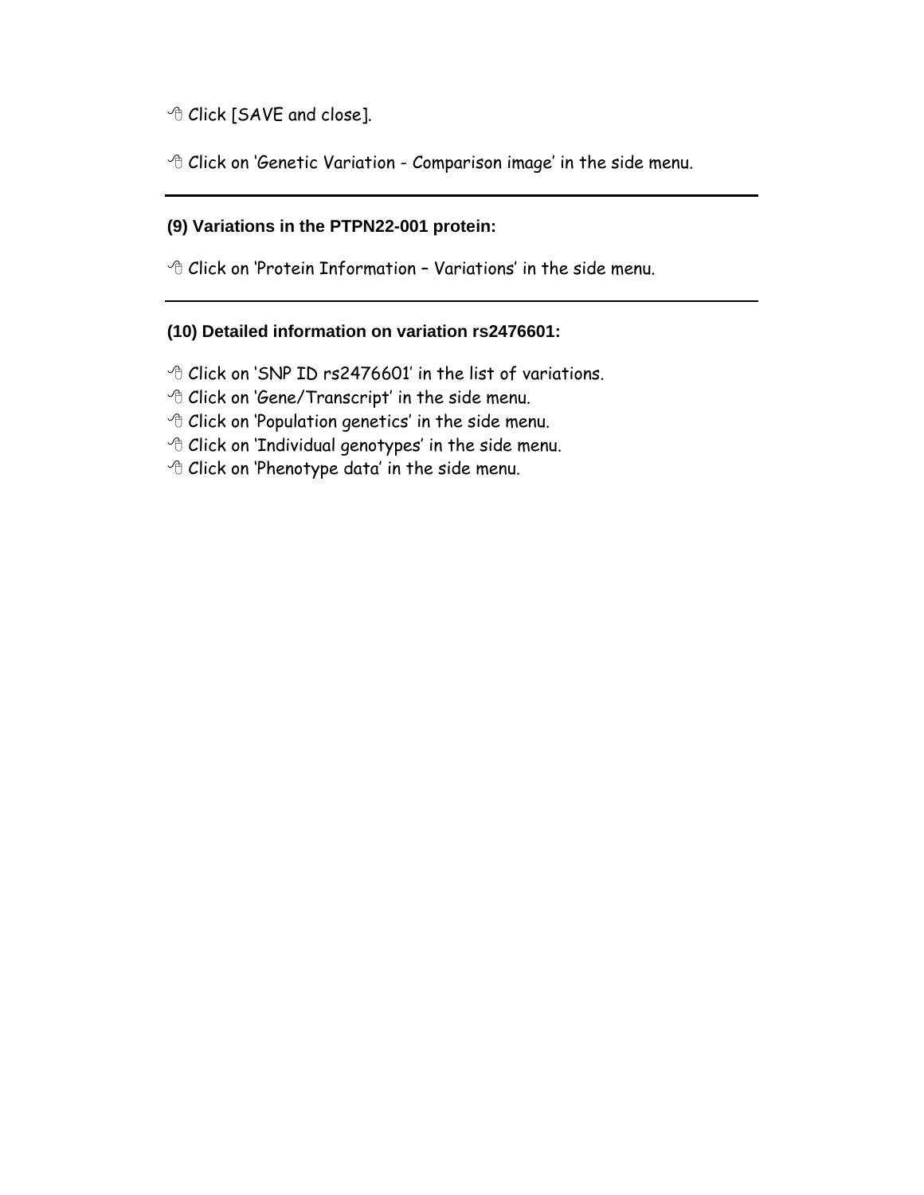🖱 Click [SAVE and close].

🖱 Click on 'Genetic Variation - Comparison image' in the side menu.

---

**(9) Variations in the PTPN22-001 protein:**

🖱 Click on 'Protein Information – Variations' in the side menu.

---

**(10) Detailed information on variation rs2476601:**

🖱 Click on 'SNP ID rs2476601' in the list of variations.
🖱 Click on 'Gene/Transcript' in the side menu.
🖱 Click on 'Population genetics' in the side menu.
🖱 Click on 'Individual genotypes' in the side menu.
🖱 Click on 'Phenotype data' in the side menu.